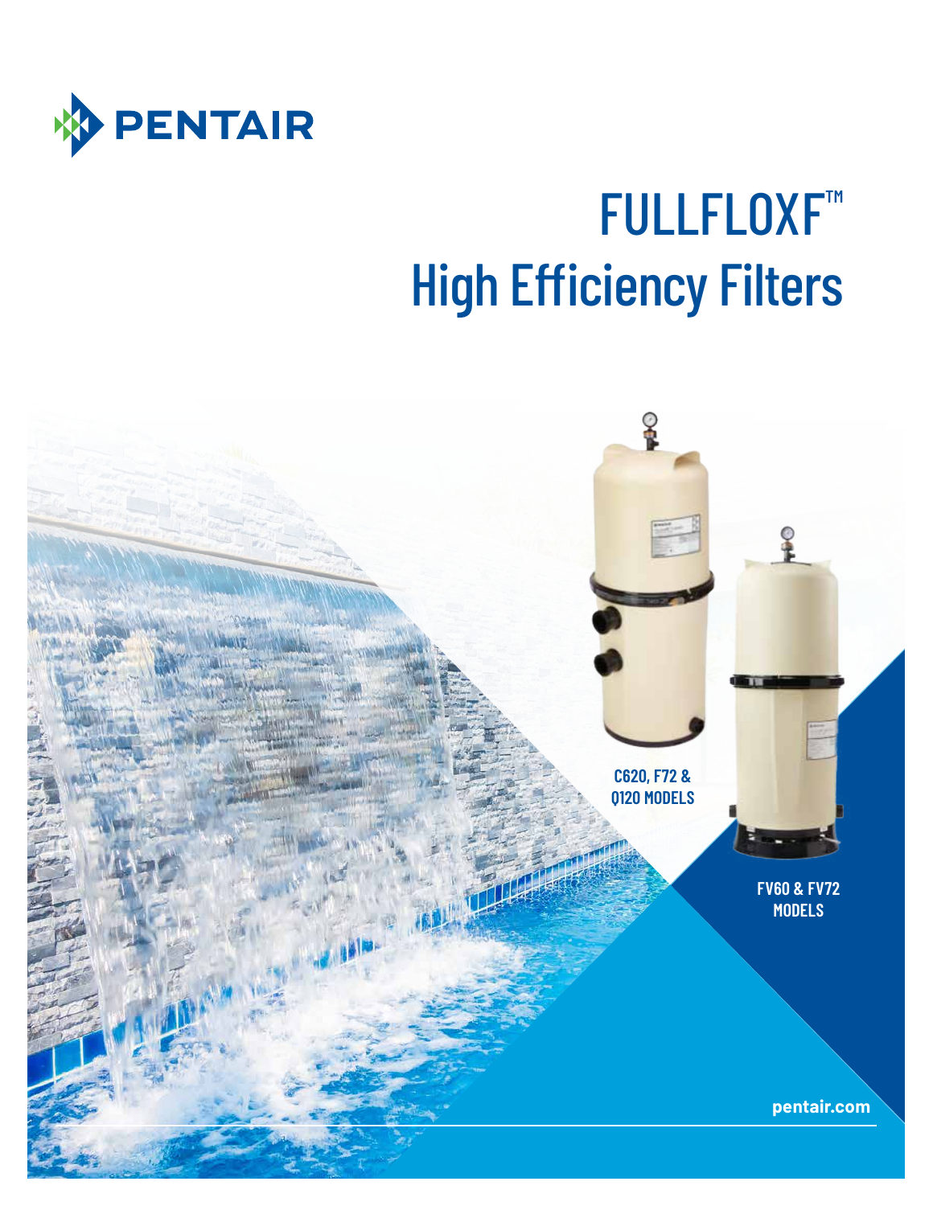PENTAIR

# FULLFLOXF™ High Efficiency Filters

C620, F72 & Q120 MODELS

FV60 & FV72 MODELS

pentair.com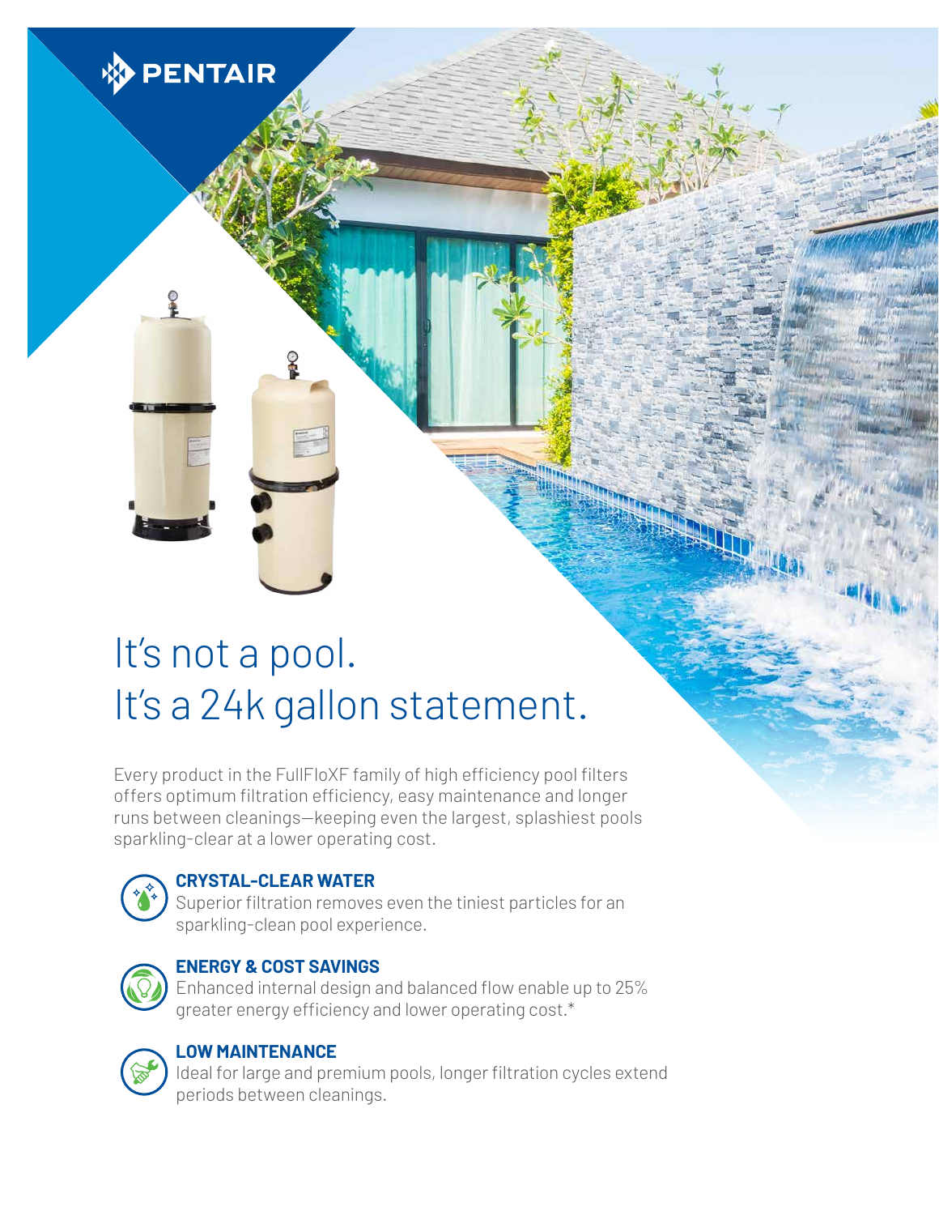PENTAIR

# It's not a pool.
# It's a 24k gallon statement.

Every product in the FullFloXF family of high efficiency pool filters offers optimum filtration efficiency, easy maintenance and longer runs between cleanings—keeping even the largest, splashiest pools sparkling-clear at a lower operating cost.

**CRYSTAL-CLEAR WATER**
Superior filtration removes even the tiniest particles for an sparkling-clean pool experience.

**ENERGY & COST SAVINGS**
Enhanced internal design and balanced flow enable up to 25% greater energy efficiency and lower operating cost.*

**LOW MAINTENANCE**
Ideal for large and premium pools, longer filtration cycles extend periods between cleanings.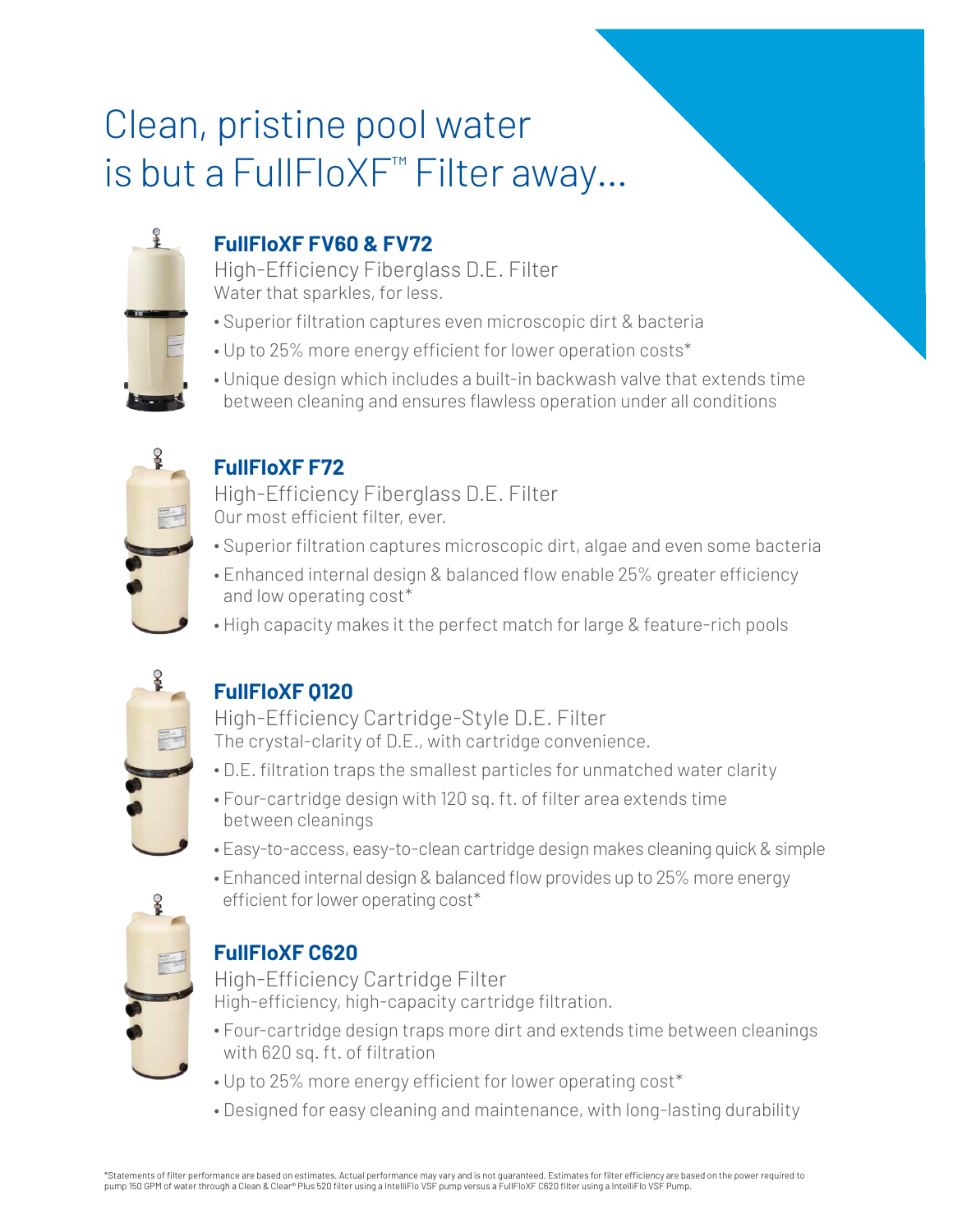# Clean, pristine pool water is but a FullFloXF™ Filter away...

## FullFloXF FV60 & FV72

High-Efficiency Fiberglass D.E. Filter

Water that sparkles, for less.

- Superior filtration captures even microscopic dirt & bacteria
- Up to 25% more energy efficient for lower operation costs*
- Unique design which includes a built-in backwash valve that extends time between cleaning and ensures flawless operation under all conditions

## FullFloXF F72

High-Efficiency Fiberglass D.E. Filter

Our most efficient filter, ever.

- Superior filtration captures microscopic dirt, algae and even some bacteria
- Enhanced internal design & balanced flow enable 25% greater efficiency and low operating cost*
- High capacity makes it the perfect match for large & feature-rich pools

## FullFloXF Q120

High-Efficiency Cartridge-Style D.E. Filter

The crystal-clarity of D.E., with cartridge convenience.

- D.E. filtration traps the smallest particles for unmatched water clarity
- Four-cartridge design with 120 sq. ft. of filter area extends time between cleanings
- Easy-to-access, easy-to-clean cartridge design makes cleaning quick & simple
- Enhanced internal design & balanced flow provides up to 25% more energy efficient for lower operating cost*

## FullFloXF C620

High-Efficiency Cartridge Filter

High-efficiency, high-capacity cartridge filtration.

- Four-cartridge design traps more dirt and extends time between cleanings with 620 sq. ft. of filtration
- Up to 25% more energy efficient for lower operating cost*
- Designed for easy cleaning and maintenance, with long-lasting durability

*Statements of filter performance are based on estimates. Actual performance may vary and is not guaranteed. Estimates for filter efficiency are based on the power required to pump 150 GPM of water through a Clean & Clear® Plus 520 filter using a IntelliFlo VSF pump versus a FullFloXF C620 filter using a IntelliFlo VSF Pump.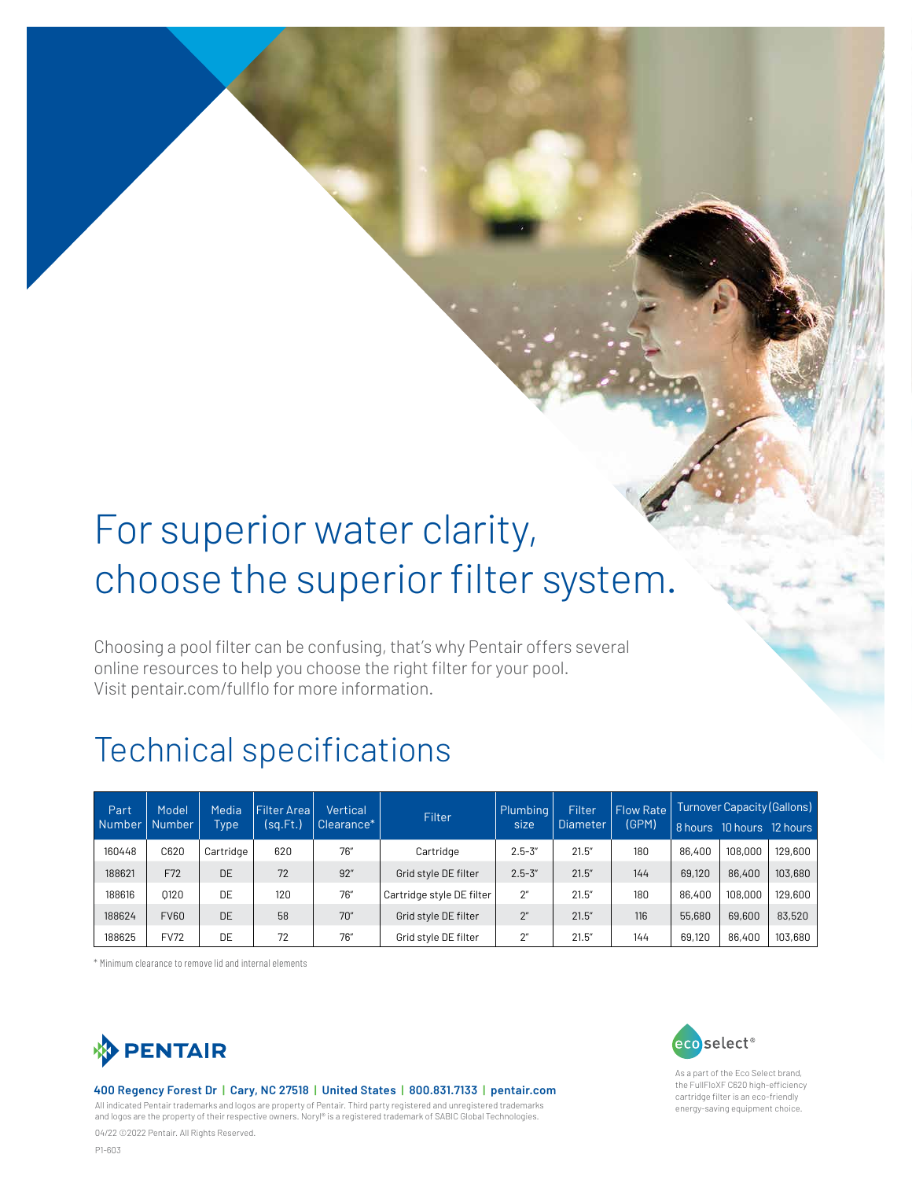# For superior water clarity, choose the superior filter system.

Choosing a pool filter can be confusing, that's why Pentair offers several online resources to help you choose the right filter for your pool. Visit pentair.com/fullflo for more information.

## Technical specifications

| Part Number | Model Number | Media Type | Filter Area (sq.Ft.) | Vertical Clearance* | Filter | Plumbing size | Filter Diameter | Flow Rate (GPM) | Turnover Capacity (Gallons) | | |
|---|---|---|---|---|---|---|---|---|---|---|---|
| | | | | | | | | | 8 hours | 10 hours | 12 hours |
| 160448 | C620 | Cartridge | 620 | 76" | Cartridge | 2.5-3" | 21.5" | 180 | 86,400 | 108,000 | 129,600 |
| 188621 | F72 | DE | 72 | 92" | Grid style DE filter | 2.5-3" | 21.5" | 144 | 69,120 | 86,400 | 103,680 |
| 188616 | Q120 | DE | 120 | 76" | Cartridge style DE filter | 2" | 21.5" | 180 | 86,400 | 108,000 | 129,600 |
| 188624 | FV60 | DE | 58 | 70" | Grid style DE filter | 2" | 21.5" | 116 | 55,680 | 69,600 | 83,520 |
| 188625 | FV72 | DE | 72 | 76" | Grid style DE filter | 2" | 21.5" | 144 | 69,120 | 86,400 | 103,680 |

* Minimum clearance to remove lid and internal elements

PENTAIR

**400 Regency Forest Dr | Cary, NC 27518 | United States | 800.831.7133 | pentair.com**

All indicated Pentair trademarks and logos are property of Pentair. Third party registered and unregistered trademarks and logos are the property of their respective owners. Noryl® is a registered trademark of SABIC Global Technologies.

04/22 ©2022 Pentair. All Rights Reserved.

P1-603

eco select®

As a part of the Eco Select brand, the FullFloXF C620 high-efficiency cartridge filter is an eco-friendly energy-saving equipment choice.